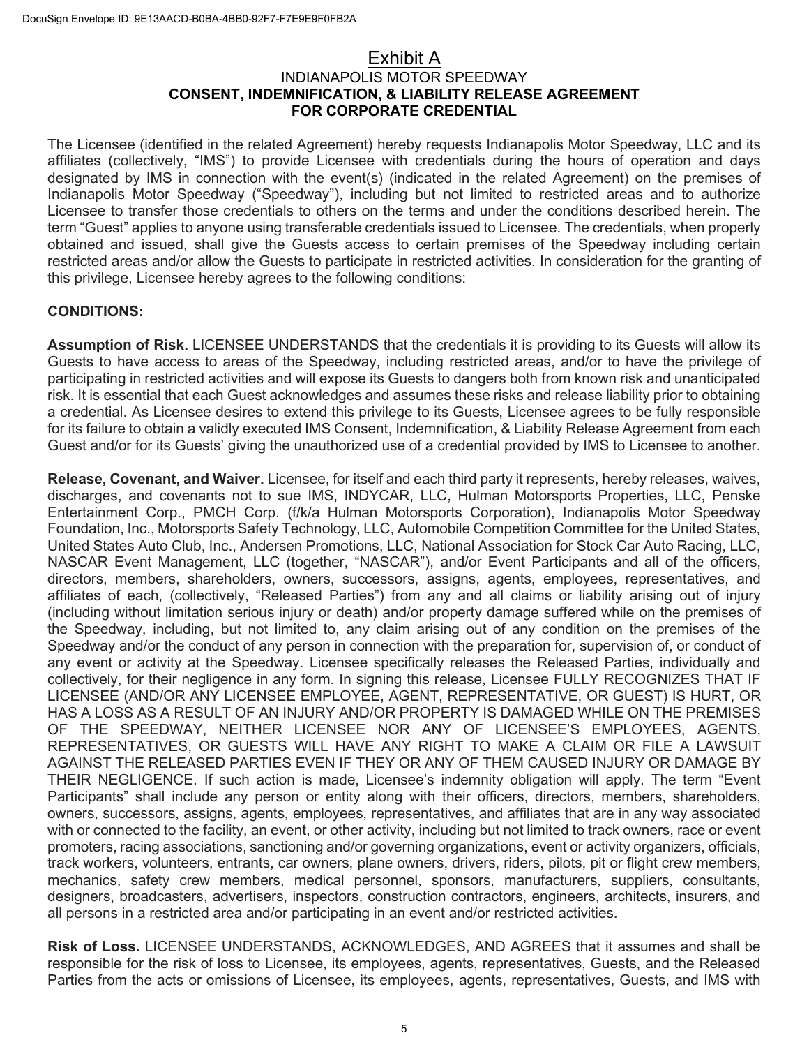# Exhibit A

## INDIANAPOLIS MOTOR SPEEDWAY
## CONSENT, INDEMNIFICATION, & LIABILITY RELEASE AGREEMENT FOR CORPORATE CREDENTIAL

The Licensee (identified in the related Agreement) hereby requests Indianapolis Motor Speedway, LLC and its affiliates (collectively, "IMS") to provide Licensee with credentials during the hours of operation and days designated by IMS in connection with the event(s) (indicated in the related Agreement) on the premises of Indianapolis Motor Speedway ("Speedway"), including but not limited to restricted areas and to authorize Licensee to transfer those credentials to others on the terms and under the conditions described herein. The term "Guest" applies to anyone using transferable credentials issued to Licensee. The credentials, when properly obtained and issued, shall give the Guests access to certain premises of the Speedway including certain restricted areas and/or allow the Guests to participate in restricted activities. In consideration for the granting of this privilege, Licensee hereby agrees to the following conditions:

**CONDITIONS:**

**Assumption of Risk.** LICENSEE UNDERSTANDS that the credentials it is providing to its Guests will allow its Guests to have access to areas of the Speedway, including restricted areas, and/or to have the privilege of participating in restricted activities and will expose its Guests to dangers both from known risk and unanticipated risk. It is essential that each Guest acknowledges and assumes these risks and release liability prior to obtaining a credential. As Licensee desires to extend this privilege to its Guests, Licensee agrees to be fully responsible for its failure to obtain a validly executed IMS Consent, Indemnification, & Liability Release Agreement from each Guest and/or for its Guests' giving the unauthorized use of a credential provided by IMS to Licensee to another.

**Release, Covenant, and Waiver.** Licensee, for itself and each third party it represents, hereby releases, waives, discharges, and covenants not to sue IMS, INDYCAR, LLC, Hulman Motorsports Properties, LLC, Penske Entertainment Corp., PMCH Corp. (f/k/a Hulman Motorsports Corporation), Indianapolis Motor Speedway Foundation, Inc., Motorsports Safety Technology, LLC, Automobile Competition Committee for the United States, United States Auto Club, Inc., Andersen Promotions, LLC, National Association for Stock Car Auto Racing, LLC, NASCAR Event Management, LLC (together, "NASCAR"), and/or Event Participants and all of the officers, directors, members, shareholders, owners, successors, assigns, agents, employees, representatives, and affiliates of each, (collectively, "Released Parties") from any and all claims or liability arising out of injury (including without limitation serious injury or death) and/or property damage suffered while on the premises of the Speedway, including, but not limited to, any claim arising out of any condition on the premises of the Speedway and/or the conduct of any person in connection with the preparation for, supervision of, or conduct of any event or activity at the Speedway. Licensee specifically releases the Released Parties, individually and collectively, for their negligence in any form. In signing this release, Licensee FULLY RECOGNIZES THAT IF LICENSEE (AND/OR ANY LICENSEE EMPLOYEE, AGENT, REPRESENTATIVE, OR GUEST) IS HURT, OR HAS A LOSS AS A RESULT OF AN INJURY AND/OR PROPERTY IS DAMAGED WHILE ON THE PREMISES OF THE SPEEDWAY, NEITHER LICENSEE NOR ANY OF LICENSEE'S EMPLOYEES, AGENTS, REPRESENTATIVES, OR GUESTS WILL HAVE ANY RIGHT TO MAKE A CLAIM OR FILE A LAWSUIT AGAINST THE RELEASED PARTIES EVEN IF THEY OR ANY OF THEM CAUSED INJURY OR DAMAGE BY THEIR NEGLIGENCE. If such action is made, Licensee's indemnity obligation will apply. The term "Event Participants" shall include any person or entity along with their officers, directors, members, shareholders, owners, successors, assigns, agents, employees, representatives, and affiliates that are in any way associated with or connected to the facility, an event, or other activity, including but not limited to track owners, race or event promoters, racing associations, sanctioning and/or governing organizations, event or activity organizers, officials, track workers, volunteers, entrants, car owners, plane owners, drivers, riders, pilots, pit or flight crew members, mechanics, safety crew members, medical personnel, sponsors, manufacturers, suppliers, consultants, designers, broadcasters, advertisers, inspectors, construction contractors, engineers, architects, insurers, and all persons in a restricted area and/or participating in an event and/or restricted activities.

**Risk of Loss.** LICENSEE UNDERSTANDS, ACKNOWLEDGES, AND AGREES that it assumes and shall be responsible for the risk of loss to Licensee, its employees, agents, representatives, Guests, and the Released Parties from the acts or omissions of Licensee, its employees, agents, representatives, Guests, and IMS with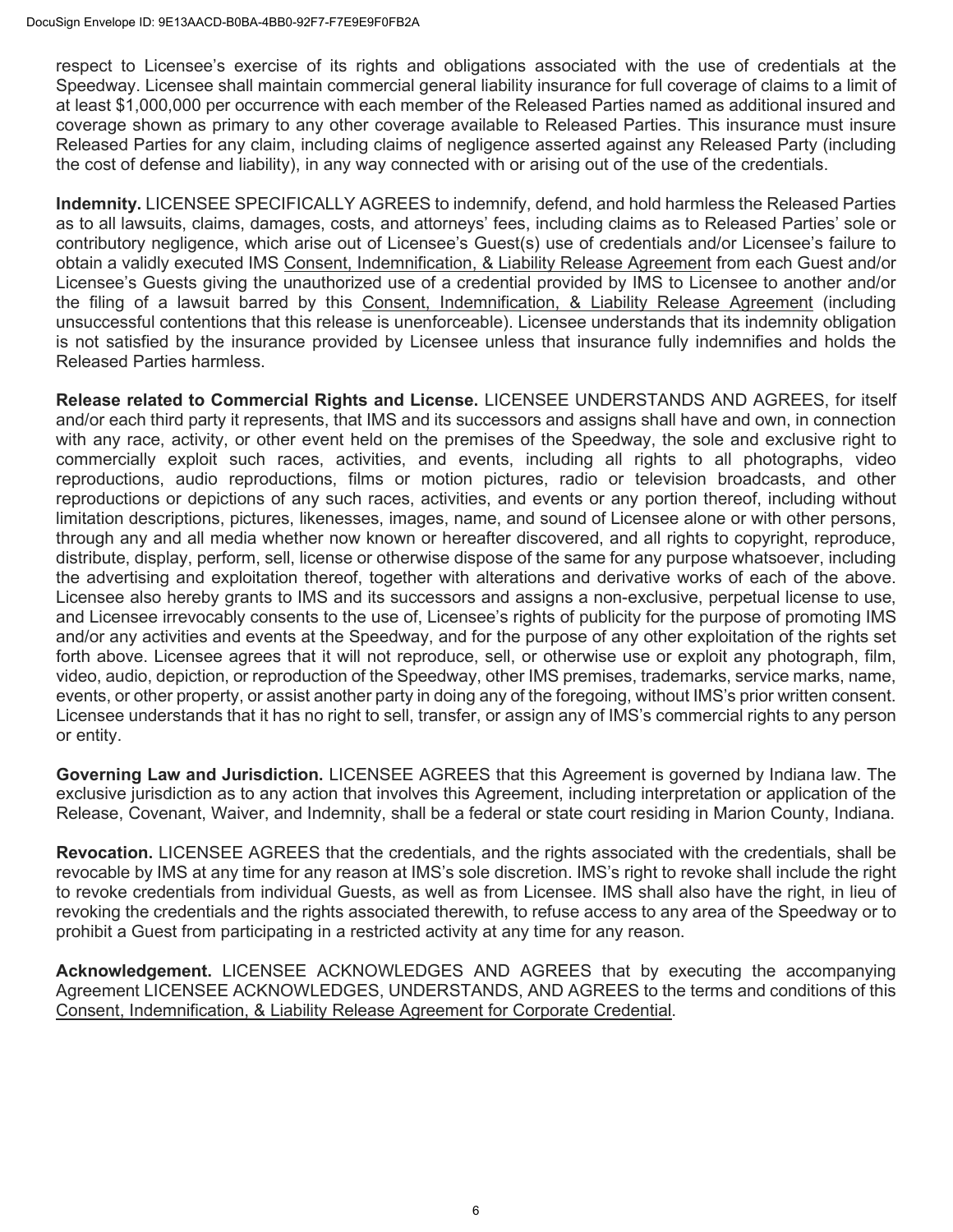respect to Licensee's exercise of its rights and obligations associated with the use of credentials at the Speedway. Licensee shall maintain commercial general liability insurance for full coverage of claims to a limit of at least $1,000,000 per occurrence with each member of the Released Parties named as additional insured and coverage shown as primary to any other coverage available to Released Parties. This insurance must insure Released Parties for any claim, including claims of negligence asserted against any Released Party (including the cost of defense and liability), in any way connected with or arising out of the use of the credentials.

**Indemnity.** LICENSEE SPECIFICALLY AGREES to indemnify, defend, and hold harmless the Released Parties as to all lawsuits, claims, damages, costs, and attorneys' fees, including claims as to Released Parties' sole or contributory negligence, which arise out of Licensee's Guest(s) use of credentials and/or Licensee's failure to obtain a validly executed IMS Consent, Indemnification, & Liability Release Agreement from each Guest and/or Licensee's Guests giving the unauthorized use of a credential provided by IMS to Licensee to another and/or the filing of a lawsuit barred by this Consent, Indemnification, & Liability Release Agreement (including unsuccessful contentions that this release is unenforceable). Licensee understands that its indemnity obligation is not satisfied by the insurance provided by Licensee unless that insurance fully indemnifies and holds the Released Parties harmless.

**Release related to Commercial Rights and License.** LICENSEE UNDERSTANDS AND AGREES, for itself and/or each third party it represents, that IMS and its successors and assigns shall have and own, in connection with any race, activity, or other event held on the premises of the Speedway, the sole and exclusive right to commercially exploit such races, activities, and events, including all rights to all photographs, video reproductions, audio reproductions, films or motion pictures, radio or television broadcasts, and other reproductions or depictions of any such races, activities, and events or any portion thereof, including without limitation descriptions, pictures, likenesses, images, name, and sound of Licensee alone or with other persons, through any and all media whether now known or hereafter discovered, and all rights to copyright, reproduce, distribute, display, perform, sell, license or otherwise dispose of the same for any purpose whatsoever, including the advertising and exploitation thereof, together with alterations and derivative works of each of the above. Licensee also hereby grants to IMS and its successors and assigns a non-exclusive, perpetual license to use, and Licensee irrevocably consents to the use of, Licensee's rights of publicity for the purpose of promoting IMS and/or any activities and events at the Speedway, and for the purpose of any other exploitation of the rights set forth above. Licensee agrees that it will not reproduce, sell, or otherwise use or exploit any photograph, film, video, audio, depiction, or reproduction of the Speedway, other IMS premises, trademarks, service marks, name, events, or other property, or assist another party in doing any of the foregoing, without IMS's prior written consent. Licensee understands that it has no right to sell, transfer, or assign any of IMS's commercial rights to any person or entity.

**Governing Law and Jurisdiction.** LICENSEE AGREES that this Agreement is governed by Indiana law. The exclusive jurisdiction as to any action that involves this Agreement, including interpretation or application of the Release, Covenant, Waiver, and Indemnity, shall be a federal or state court residing in Marion County, Indiana.

**Revocation.** LICENSEE AGREES that the credentials, and the rights associated with the credentials, shall be revocable by IMS at any time for any reason at IMS's sole discretion. IMS's right to revoke shall include the right to revoke credentials from individual Guests, as well as from Licensee. IMS shall also have the right, in lieu of revoking the credentials and the rights associated therewith, to refuse access to any area of the Speedway or to prohibit a Guest from participating in a restricted activity at any time for any reason.

**Acknowledgement.** LICENSEE ACKNOWLEDGES AND AGREES that by executing the accompanying Agreement LICENSEE ACKNOWLEDGES, UNDERSTANDS, AND AGREES to the terms and conditions of this Consent, Indemnification, & Liability Release Agreement for Corporate Credential.